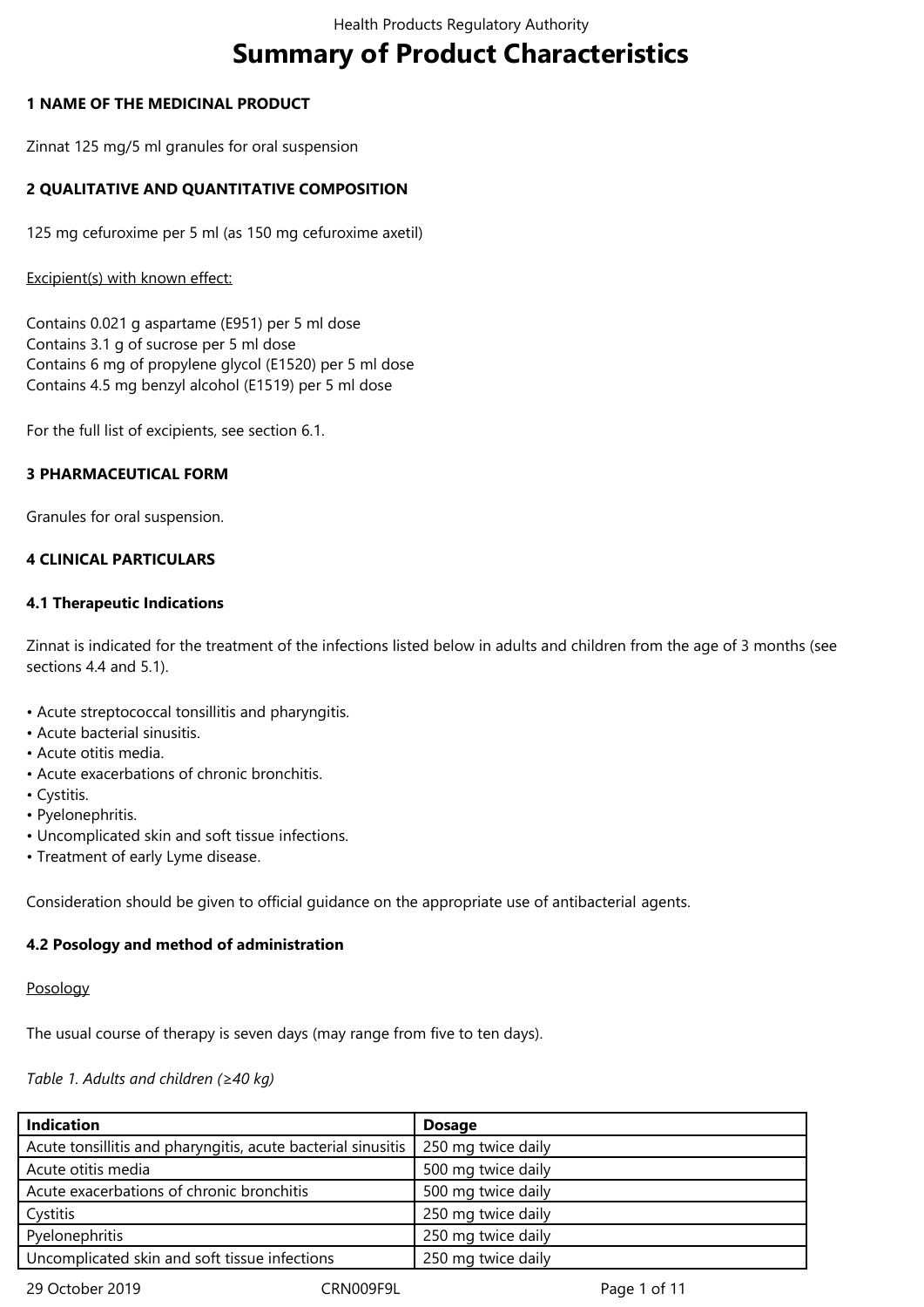# Summary of Product Characteristics

## 1 NAME OF THE MEDICINAL PRODUCT

Zinnat 125 mg/5 ml granules for oral suspension

## 2 QUALITATIVE AND QUANTITATIVE COMPOSITION

125 mg cefuroxime per 5 ml (as 150 mg cefuroxime axetil)

Excipient(s) with known effect:

Contains 0.021 g aspartame (E951) per 5 ml dose
Contains 3.1 g of sucrose per 5 ml dose
Contains 6 mg of propylene glycol (E1520) per 5 ml dose
Contains 4.5 mg benzyl alcohol (E1519) per 5 ml dose

For the full list of excipients, see section 6.1.

## 3 PHARMACEUTICAL FORM

Granules for oral suspension.

## 4 CLINICAL PARTICULARS

### 4.1 Therapeutic Indications

Zinnat is indicated for the treatment of the infections listed below in adults and children from the age of 3 months (see sections 4.4 and 5.1).

- Acute streptococcal tonsillitis and pharyngitis.
- Acute bacterial sinusitis.
- Acute otitis media.
- Acute exacerbations of chronic bronchitis.
- Cystitis.
- Pyelonephritis.
- Uncomplicated skin and soft tissue infections.
- Treatment of early Lyme disease.

Consideration should be given to official guidance on the appropriate use of antibacterial agents.

### 4.2 Posology and method of administration

Posology

The usual course of therapy is seven days (may range from five to ten days).

*Table 1. Adults and children (≥40 kg)*

| Indication | Dosage |
|---|---|
| Acute tonsillitis and pharyngitis, acute bacterial sinusitis | 250 mg twice daily |
| Acute otitis media | 500 mg twice daily |
| Acute exacerbations of chronic bronchitis | 500 mg twice daily |
| Cystitis | 250 mg twice daily |
| Pyelonephritis | 250 mg twice daily |
| Uncomplicated skin and soft tissue infections | 250 mg twice daily |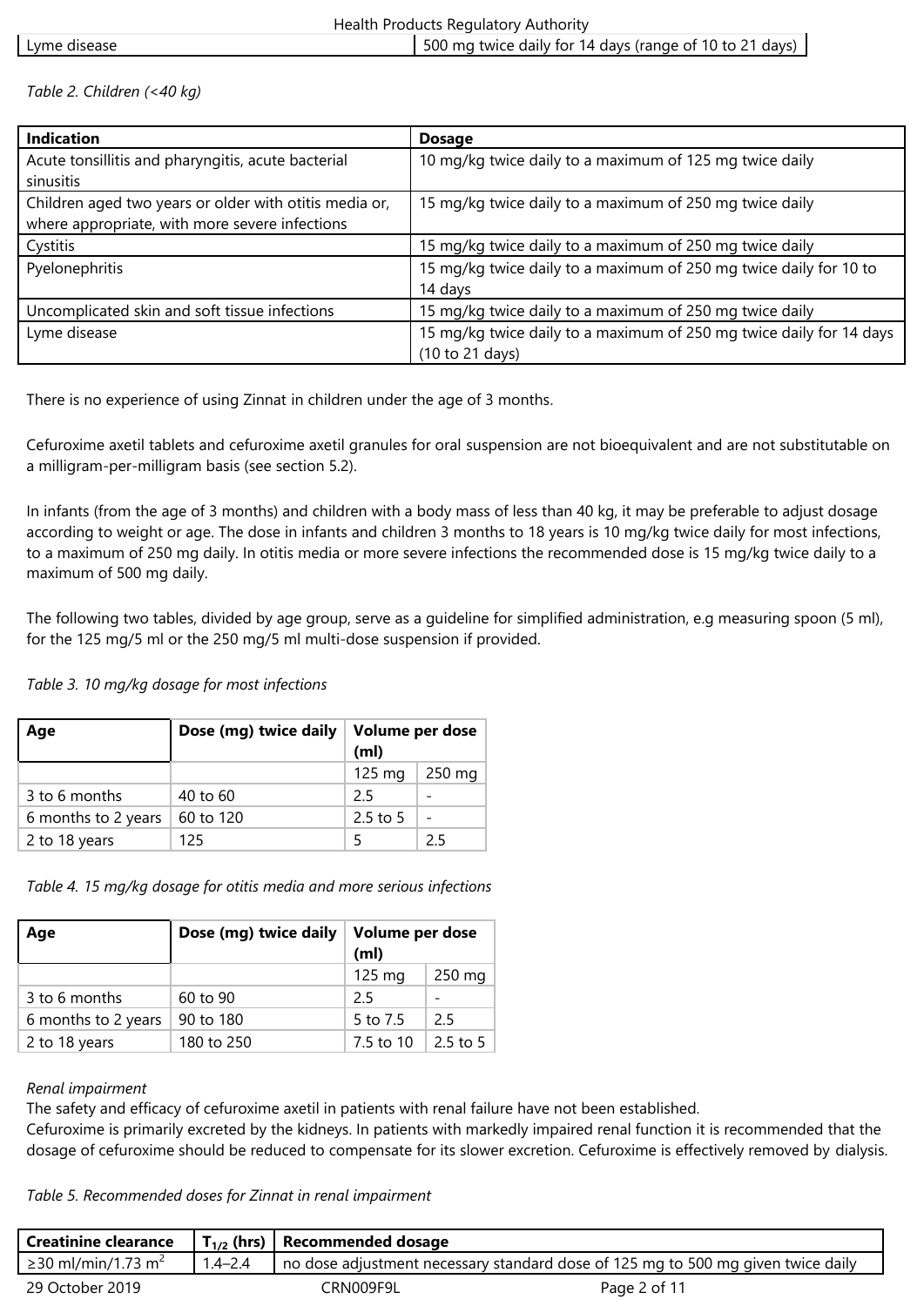| Lyme disease | 500 mg twice daily for 14 days (range of 10 to 21 days) |
|---|---|

*Table 2. Children (<40 kg)*

| Indication | Dosage |
|---|---|
| Acute tonsillitis and pharyngitis, acute bacterial sinusitis | 10 mg/kg twice daily to a maximum of 125 mg twice daily |
| Children aged two years or older with otitis media or, where appropriate, with more severe infections | 15 mg/kg twice daily to a maximum of 250 mg twice daily |
| Cystitis | 15 mg/kg twice daily to a maximum of 250 mg twice daily |
| Pyelonephritis | 15 mg/kg twice daily to a maximum of 250 mg twice daily for 10 to 14 days |
| Uncomplicated skin and soft tissue infections | 15 mg/kg twice daily to a maximum of 250 mg twice daily |
| Lyme disease | 15 mg/kg twice daily to a maximum of 250 mg twice daily for 14 days (10 to 21 days) |

There is no experience of using Zinnat in children under the age of 3 months.

Cefuroxime axetil tablets and cefuroxime axetil granules for oral suspension are not bioequivalent and are not substitutable on a milligram-per-milligram basis (see section 5.2).

In infants (from the age of 3 months) and children with a body mass of less than 40 kg, it may be preferable to adjust dosage according to weight or age. The dose in infants and children 3 months to 18 years is 10 mg/kg twice daily for most infections, to a maximum of 250 mg daily. In otitis media or more severe infections the recommended dose is 15 mg/kg twice daily to a maximum of 500 mg daily.

The following two tables, divided by age group, serve as a guideline for simplified administration, e.g measuring spoon (5 ml), for the 125 mg/5 ml or the 250 mg/5 ml multi-dose suspension if provided.

*Table 3. 10 mg/kg dosage for most infections*

| Age | Dose (mg) twice daily | Volume per dose (ml) | |
|---|---|---|---|
| | | 125 mg | 250 mg |
| 3 to 6 months | 40 to 60 | 2.5 | - |
| 6 months to 2 years | 60 to 120 | 2.5 to 5 | - |
| 2 to 18 years | 125 | 5 | 2.5 |

*Table 4. 15 mg/kg dosage for otitis media and more serious infections*

| Age | Dose (mg) twice daily | Volume per dose (ml) | |
|---|---|---|---|
| | | 125 mg | 250 mg |
| 3 to 6 months | 60 to 90 | 2.5 | - |
| 6 months to 2 years | 90 to 180 | 5 to 7.5 | 2.5 |
| 2 to 18 years | 180 to 250 | 7.5 to 10 | 2.5 to 5 |

*Renal impairment*

The safety and efficacy of cefuroxime axetil in patients with renal failure have not been established.
Cefuroxime is primarily excreted by the kidneys. In patients with markedly impaired renal function it is recommended that the dosage of cefuroxime should be reduced to compensate for its slower excretion. Cefuroxime is effectively removed by dialysis.

*Table 5. Recommended doses for Zinnat in renal impairment*

| Creatinine clearance | $T_{1/2}$ (hrs) | Recommended dosage |
|---|---|---|
| ≥30 ml/min/1.73 m$^2$ | 1.4–2.4 | no dose adjustment necessary standard dose of 125 mg to 500 mg given twice daily |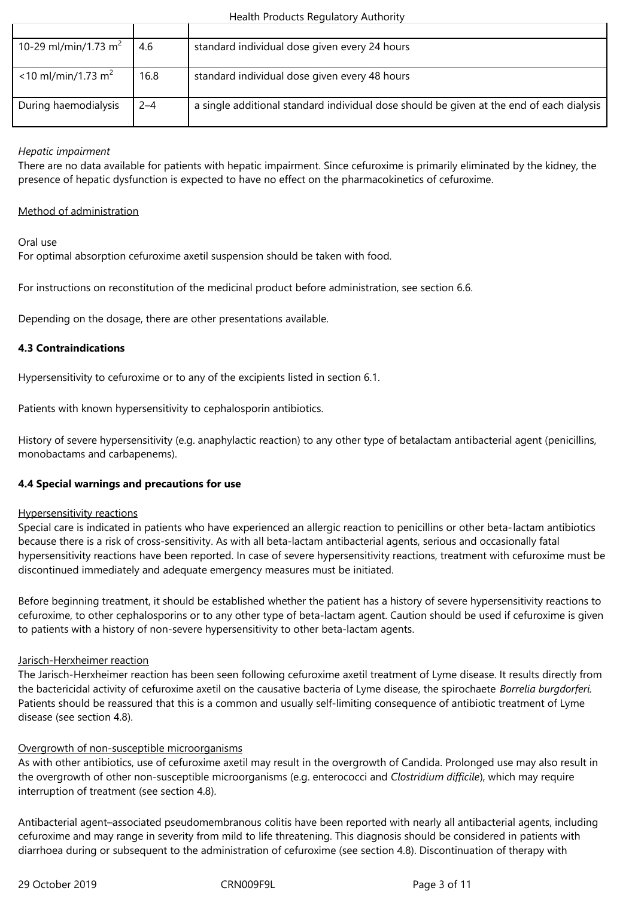| | | |
|---|---|---|
| 10-29 ml/min/1.73 $m^2$ | 4.6 | standard individual dose given every 24 hours |
| <10 ml/min/1.73 $m^2$ | 16.8 | standard individual dose given every 48 hours |
| During haemodialysis | 2–4 | a single additional standard individual dose should be given at the end of each dialysis |

*Hepatic impairment*
There are no data available for patients with hepatic impairment. Since cefuroxime is primarily eliminated by the kidney, the presence of hepatic dysfunction is expected to have no effect on the pharmacokinetics of cefuroxime.

Method of administration

Oral use
For optimal absorption cefuroxime axetil suspension should be taken with food.

For instructions on reconstitution of the medicinal product before administration, see section 6.6.

Depending on the dosage, there are other presentations available.

**4.3 Contraindications**

Hypersensitivity to cefuroxime or to any of the excipients listed in section 6.1.

Patients with known hypersensitivity to cephalosporin antibiotics.

History of severe hypersensitivity (e.g. anaphylactic reaction) to any other type of betalactam antibacterial agent (penicillins, monobactams and carbapenems).

**4.4 Special warnings and precautions for use**

Hypersensitivity reactions
Special care is indicated in patients who have experienced an allergic reaction to penicillins or other beta-lactam antibiotics because there is a risk of cross-sensitivity. As with all beta-lactam antibacterial agents, serious and occasionally fatal hypersensitivity reactions have been reported. In case of severe hypersensitivity reactions, treatment with cefuroxime must be discontinued immediately and adequate emergency measures must be initiated.

Before beginning treatment, it should be established whether the patient has a history of severe hypersensitivity reactions to cefuroxime, to other cephalosporins or to any other type of beta-lactam agent. Caution should be used if cefuroxime is given to patients with a history of non-severe hypersensitivity to other beta-lactam agents.

Jarisch-Herxheimer reaction
The Jarisch-Herxheimer reaction has been seen following cefuroxime axetil treatment of Lyme disease. It results directly from the bactericidal activity of cefuroxime axetil on the causative bacteria of Lyme disease, the spirochaete *Borrelia burgdorferi*. Patients should be reassured that this is a common and usually self-limiting consequence of antibiotic treatment of Lyme disease (see section 4.8).

Overgrowth of non-susceptible microorganisms
As with other antibiotics, use of cefuroxime axetil may result in the overgrowth of Candida. Prolonged use may also result in the overgrowth of other non-susceptible microorganisms (e.g. enterococci and *Clostridium difficile*), which may require interruption of treatment (see section 4.8).

Antibacterial agent–associated pseudomembranous colitis have been reported with nearly all antibacterial agents, including cefuroxime and may range in severity from mild to life threatening. This diagnosis should be considered in patients with diarrhoea during or subsequent to the administration of cefuroxime (see section 4.8). Discontinuation of therapy with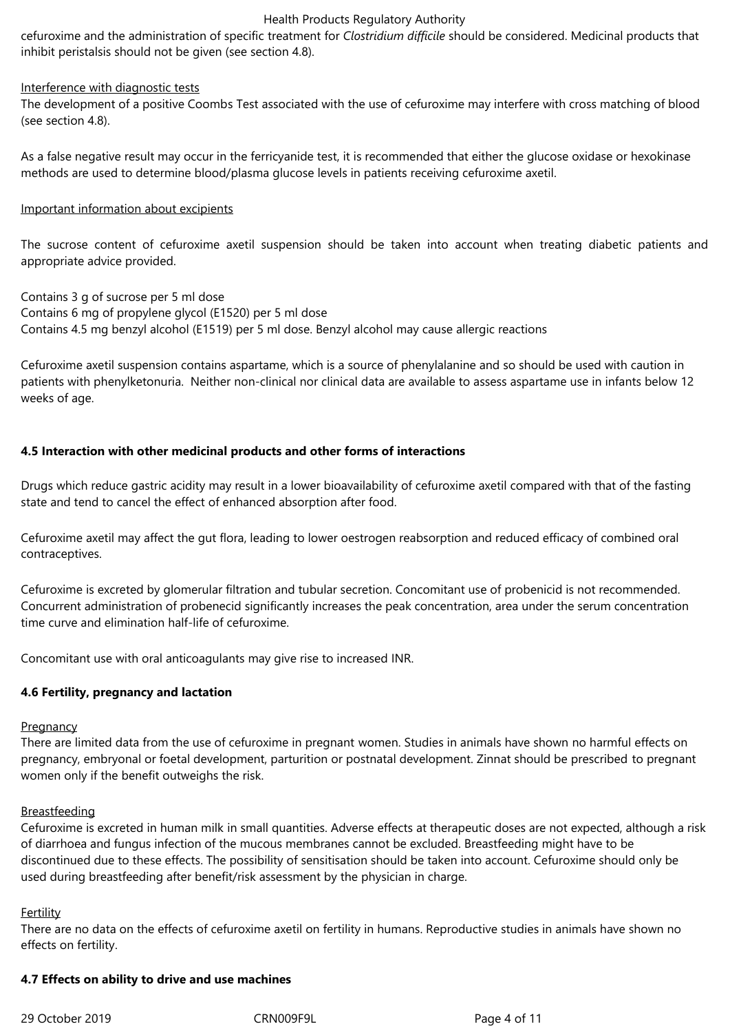cefuroxime and the administration of specific treatment for *Clostridium difficile* should be considered. Medicinal products that inhibit peristalsis should not be given (see section 4.8).

Interference with diagnostic tests

The development of a positive Coombs Test associated with the use of cefuroxime may interfere with cross matching of blood (see section 4.8).

As a false negative result may occur in the ferricyanide test, it is recommended that either the glucose oxidase or hexokinase methods are used to determine blood/plasma glucose levels in patients receiving cefuroxime axetil.

Important information about excipients

The sucrose content of cefuroxime axetil suspension should be taken into account when treating diabetic patients and appropriate advice provided.

Contains 3 g of sucrose per 5 ml dose
Contains 6 mg of propylene glycol (E1520) per 5 ml dose
Contains 4.5 mg benzyl alcohol (E1519) per 5 ml dose. Benzyl alcohol may cause allergic reactions

Cefuroxime axetil suspension contains aspartame, which is a source of phenylalanine and so should be used with caution in patients with phenylketonuria. Neither non-clinical nor clinical data are available to assess aspartame use in infants below 12 weeks of age.

**4.5 Interaction with other medicinal products and other forms of interactions**

Drugs which reduce gastric acidity may result in a lower bioavailability of cefuroxime axetil compared with that of the fasting state and tend to cancel the effect of enhanced absorption after food.

Cefuroxime axetil may affect the gut flora, leading to lower oestrogen reabsorption and reduced efficacy of combined oral contraceptives.

Cefuroxime is excreted by glomerular filtration and tubular secretion. Concomitant use of probenicid is not recommended. Concurrent administration of probenecid significantly increases the peak concentration, area under the serum concentration time curve and elimination half-life of cefuroxime.

Concomitant use with oral anticoagulants may give rise to increased INR.

**4.6 Fertility, pregnancy and lactation**

Pregnancy

There are limited data from the use of cefuroxime in pregnant women. Studies in animals have shown no harmful effects on pregnancy, embryonal or foetal development, parturition or postnatal development. Zinnat should be prescribed to pregnant women only if the benefit outweighs the risk.

Breastfeeding

Cefuroxime is excreted in human milk in small quantities. Adverse effects at therapeutic doses are not expected, although a risk of diarrhoea and fungus infection of the mucous membranes cannot be excluded. Breastfeeding might have to be discontinued due to these effects. The possibility of sensitisation should be taken into account. Cefuroxime should only be used during breastfeeding after benefit/risk assessment by the physician in charge.

Fertility

There are no data on the effects of cefuroxime axetil on fertility in humans. Reproductive studies in animals have shown no effects on fertility.

**4.7 Effects on ability to drive and use machines**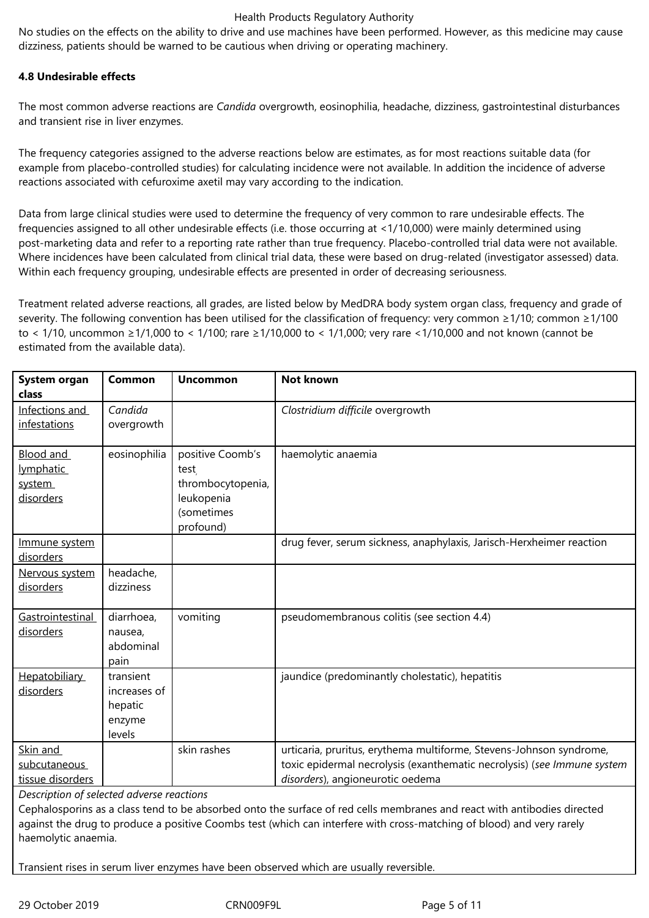No studies on the effects on the ability to drive and use machines have been performed. However, as this medicine may cause dizziness, patients should be warned to be cautious when driving or operating machinery.

**4.8 Undesirable effects**

The most common adverse reactions are *Candida* overgrowth, eosinophilia, headache, dizziness, gastrointestinal disturbances and transient rise in liver enzymes.

The frequency categories assigned to the adverse reactions below are estimates, as for most reactions suitable data (for example from placebo-controlled studies) for calculating incidence were not available. In addition the incidence of adverse reactions associated with cefuroxime axetil may vary according to the indication.

Data from large clinical studies were used to determine the frequency of very common to rare undesirable effects. The frequencies assigned to all other undesirable effects (i.e. those occurring at <1/10,000) were mainly determined using post-marketing data and refer to a reporting rate rather than true frequency. Placebo-controlled trial data were not available. Where incidences have been calculated from clinical trial data, these were based on drug-related (investigator assessed) data. Within each frequency grouping, undesirable effects are presented in order of decreasing seriousness.

Treatment related adverse reactions, all grades, are listed below by MedDRA body system organ class, frequency and grade of severity. The following convention has been utilised for the classification of frequency: very common ≥1/10; common ≥1/100 to < 1/10, uncommon ≥1/1,000 to < 1/100; rare ≥1/10,000 to < 1/1,000; very rare <1/10,000 and not known (cannot be estimated from the available data).

| System organ class | Common | Uncommon | Not known |
|---|---|---|---|
| Infections and infestations | *Candida* overgrowth | | *Clostridium difficile* overgrowth |
| Blood and lymphatic system disorders | eosinophilia | positive Coomb's test, thrombocytopenia, leukopenia (sometimes profound) | haemolytic anaemia |
| Immune system disorders | | | drug fever, serum sickness, anaphylaxis, Jarisch-Herxheimer reaction |
| Nervous system disorders | headache, dizziness | | |
| Gastrointestinal disorders | diarrhoea, nausea, abdominal pain | vomiting | pseudomembranous colitis (see section 4.4) |
| Hepatobiliary disorders | transient increases of hepatic enzyme levels | | jaundice (predominantly cholestatic), hepatitis |
| Skin and subcutaneous tissue disorders | | skin rashes | urticaria, pruritus, erythema multiforme, Stevens-Johnson syndrome, toxic epidermal necrolysis (exanthematic necrolysis) (*see Immune system disorders*), angioneurotic oedema |

*Description of selected adverse reactions*

Cephalosporins as a class tend to be absorbed onto the surface of red cells membranes and react with antibodies directed against the drug to produce a positive Coombs test (which can interfere with cross-matching of blood) and very rarely haemolytic anaemia.

Transient rises in serum liver enzymes have been observed which are usually reversible.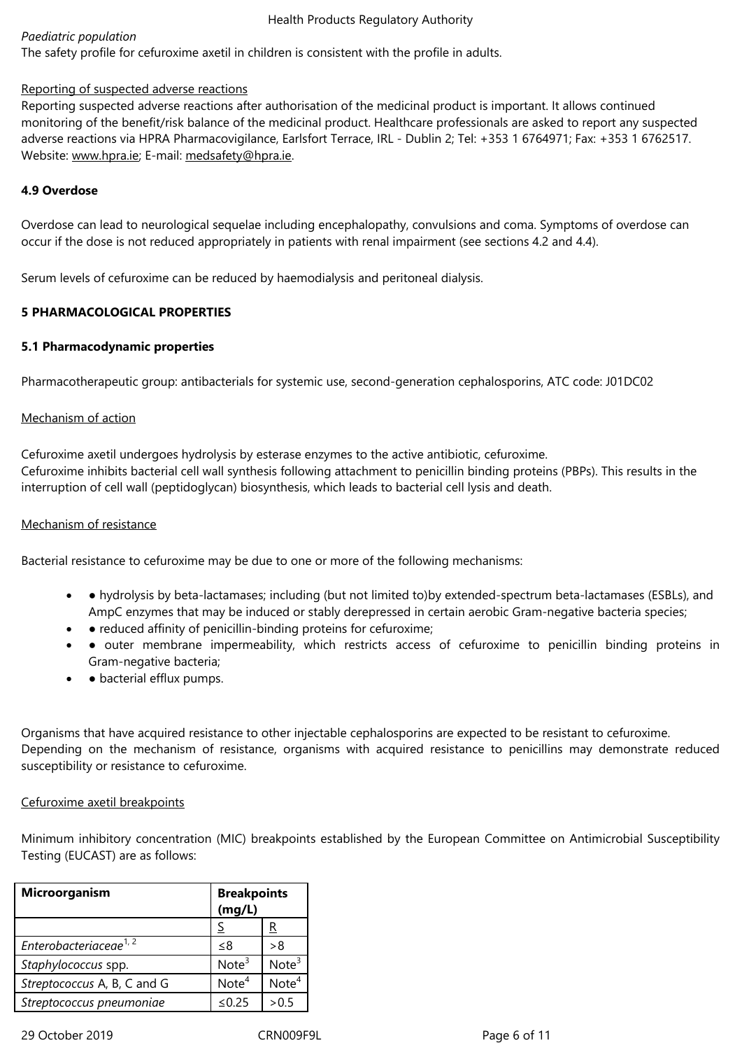*Paediatric population*
The safety profile for cefuroxime axetil in children is consistent with the profile in adults.

Reporting of suspected adverse reactions
Reporting suspected adverse reactions after authorisation of the medicinal product is important. It allows continued monitoring of the benefit/risk balance of the medicinal product. Healthcare professionals are asked to report any suspected adverse reactions via HPRA Pharmacovigilance, Earlsfort Terrace, IRL - Dublin 2; Tel: +353 1 6764971; Fax: +353 1 6762517. Website: www.hpra.ie; E-mail: medsafety@hpra.ie.

### 4.9 Overdose

Overdose can lead to neurological sequelae including encephalopathy, convulsions and coma. Symptoms of overdose can occur if the dose is not reduced appropriately in patients with renal impairment (see sections 4.2 and 4.4).

Serum levels of cefuroxime can be reduced by haemodialysis and peritoneal dialysis.

## 5 PHARMACOLOGICAL PROPERTIES

### 5.1 Pharmacodynamic properties

Pharmacotherapeutic group: antibacterials for systemic use, second-generation cephalosporins, ATC code: J01DC02

Mechanism of action

Cefuroxime axetil undergoes hydrolysis by esterase enzymes to the active antibiotic, cefuroxime.
Cefuroxime inhibits bacterial cell wall synthesis following attachment to penicillin binding proteins (PBPs). This results in the interruption of cell wall (peptidoglycan) biosynthesis, which leads to bacterial cell lysis and death.

Mechanism of resistance

Bacterial resistance to cefuroxime may be due to one or more of the following mechanisms:

- ● hydrolysis by beta-lactamases; including (but not limited to)by extended-spectrum beta-lactamases (ESBLs), and AmpC enzymes that may be induced or stably derepressed in certain aerobic Gram-negative bacteria species;
- ● reduced affinity of penicillin-binding proteins for cefuroxime;
- ● outer membrane impermeability, which restricts access of cefuroxime to penicillin binding proteins in Gram-negative bacteria;
- ● bacterial efflux pumps.

Organisms that have acquired resistance to other injectable cephalosporins are expected to be resistant to cefuroxime.
Depending on the mechanism of resistance, organisms with acquired resistance to penicillins may demonstrate reduced susceptibility or resistance to cefuroxime.

Cefuroxime axetil breakpoints

Minimum inhibitory concentration (MIC) breakpoints established by the European Committee on Antimicrobial Susceptibility Testing (EUCAST) are as follows:

| **Microorganism** | **Breakpoints (mg/L)** | |
|---|---|---|
| | S | R |
| *Enterobacteriaceae*[1, 2] | ≤8 | >8 |
| *Staphylococcus* spp. | Note[3] | Note[3] |
| *Streptococcus* A, B, C and G | Note[4] | Note[4] |
| *Streptococcus pneumoniae* | ≤0.25 | >0.5 |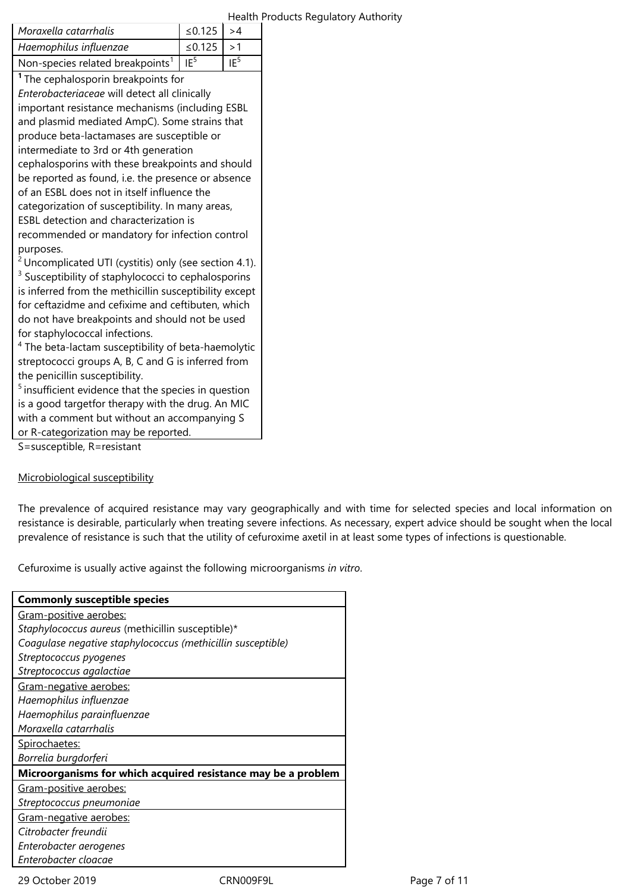| | | |
|---|---|---|
| *Moraxella catarrhalis* | ≤0.125 | >4 |
| *Haemophilus influenzae* | ≤0.125 | >1 |
| Non-species related breakpoints[1] | IE[5] | IE[5] |

**[1]** The cephalosporin breakpoints for *Enterobacteriaceae* will detect all clinically important resistance mechanisms (including ESBL and plasmid mediated AmpC). Some strains that produce beta-lactamases are susceptible or intermediate to 3rd or 4th generation cephalosporins with these breakpoints and should be reported as found, i.e. the presence or absence of an ESBL does not in itself influence the categorization of susceptibility. In many areas, ESBL detection and characterization is recommended or mandatory for infection control purposes.
[2] Uncomplicated UTI (cystitis) only (see section 4.1).
[3] Susceptibility of staphylococci to cephalosporins is inferred from the methicillin susceptibility except for ceftazidme and cefixime and ceftibuten, which do not have breakpoints and should not be used for staphylococcal infections.
[4] The beta-lactam susceptibility of beta-haemolytic streptococci groups A, B, C and G is inferred from the penicillin susceptibility.
[5] insufficient evidence that the species in question is a good targetfor therapy with the drug. An MIC with a comment but without an accompanying S or R-categorization may be reported.

S=susceptible, R=resistant

Microbiological susceptibility

The prevalence of acquired resistance may vary geographically and with time for selected species and local information on resistance is desirable, particularly when treating severe infections. As necessary, expert advice should be sought when the local prevalence of resistance is such that the utility of cefuroxime axetil in at least some types of infections is questionable.

Cefuroxime is usually active against the following microorganisms *in vitro*.

| **Commonly susceptible species** |
|---|
| Gram-positive aerobes:<br>*Staphylococcus aureus* (methicillin susceptible)*<br>*Coagulase negative staphylococcus (methicillin susceptible)*<br>*Streptococcus pyogenes*<br>*Streptococcus agalactiae* |
| Gram-negative aerobes:<br>*Haemophilus influenzae*<br>*Haemophilus parainfluenzae*<br>*Moraxella catarrhalis* |
| Spirochaetes:<br>*Borrelia burgdorferi* |
| **Microorganisms for which acquired resistance may be a problem** |
| Gram-positive aerobes:<br>*Streptococcus pneumoniae* |
| Gram-negative aerobes:<br>*Citrobacter freundii*<br>*Enterobacter aerogenes*<br>*Enterobacter cloacae* |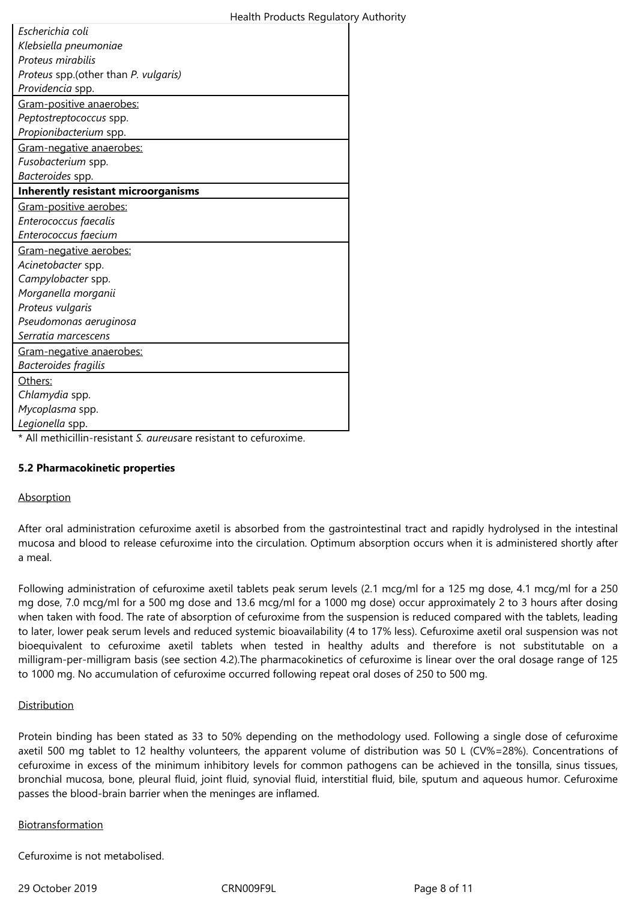| |
|---|
| *Escherichia coli*<br>*Klebsiella pneumoniae*<br>*Proteus mirabilis*<br>*Proteus* spp.(other than *P. vulgaris)*<br>*Providencia* spp. |
| Gram-positive anaerobes:<br>*Peptostreptococcus* spp.<br>*Propionibacterium* spp. |
| Gram-negative anaerobes:<br>*Fusobacterium* spp.<br>*Bacteroides* spp. |
| **Inherently resistant microorganisms** |
| Gram-positive aerobes:<br>*Enterococcus faecalis*<br>*Enterococcus faecium* |
| Gram-negative aerobes:<br>*Acinetobacter* spp.<br>*Campylobacter* spp.<br>*Morganella morganii*<br>*Proteus vulgaris*<br>*Pseudomonas aeruginosa*<br>*Serratia marcescens* |
| Gram-negative anaerobes:<br>*Bacteroides fragilis* |
| Others:<br>*Chlamydia* spp.<br>*Mycoplasma* spp.<br>*Legionella* spp. |

\* All methicillin-resistant *S. aureus*are resistant to cefuroxime.

**5.2 Pharmacokinetic properties**

Absorption

After oral administration cefuroxime axetil is absorbed from the gastrointestinal tract and rapidly hydrolysed in the intestinal mucosa and blood to release cefuroxime into the circulation. Optimum absorption occurs when it is administered shortly after a meal.

Following administration of cefuroxime axetil tablets peak serum levels (2.1 mcg/ml for a 125 mg dose, 4.1 mcg/ml for a 250 mg dose, 7.0 mcg/ml for a 500 mg dose and 13.6 mcg/ml for a 1000 mg dose) occur approximately 2 to 3 hours after dosing when taken with food. The rate of absorption of cefuroxime from the suspension is reduced compared with the tablets, leading to later, lower peak serum levels and reduced systemic bioavailability (4 to 17% less). Cefuroxime axetil oral suspension was not bioequivalent to cefuroxime axetil tablets when tested in healthy adults and therefore is not substitutable on a milligram-per-milligram basis (see section 4.2).The pharmacokinetics of cefuroxime is linear over the oral dosage range of 125 to 1000 mg. No accumulation of cefuroxime occurred following repeat oral doses of 250 to 500 mg.

Distribution

Protein binding has been stated as 33 to 50% depending on the methodology used. Following a single dose of cefuroxime axetil 500 mg tablet to 12 healthy volunteers, the apparent volume of distribution was 50 L (CV%=28%). Concentrations of cefuroxime in excess of the minimum inhibitory levels for common pathogens can be achieved in the tonsilla, sinus tissues, bronchial mucosa, bone, pleural fluid, joint fluid, synovial fluid, interstitial fluid, bile, sputum and aqueous humor. Cefuroxime passes the blood-brain barrier when the meninges are inflamed.

Biotransformation

Cefuroxime is not metabolised.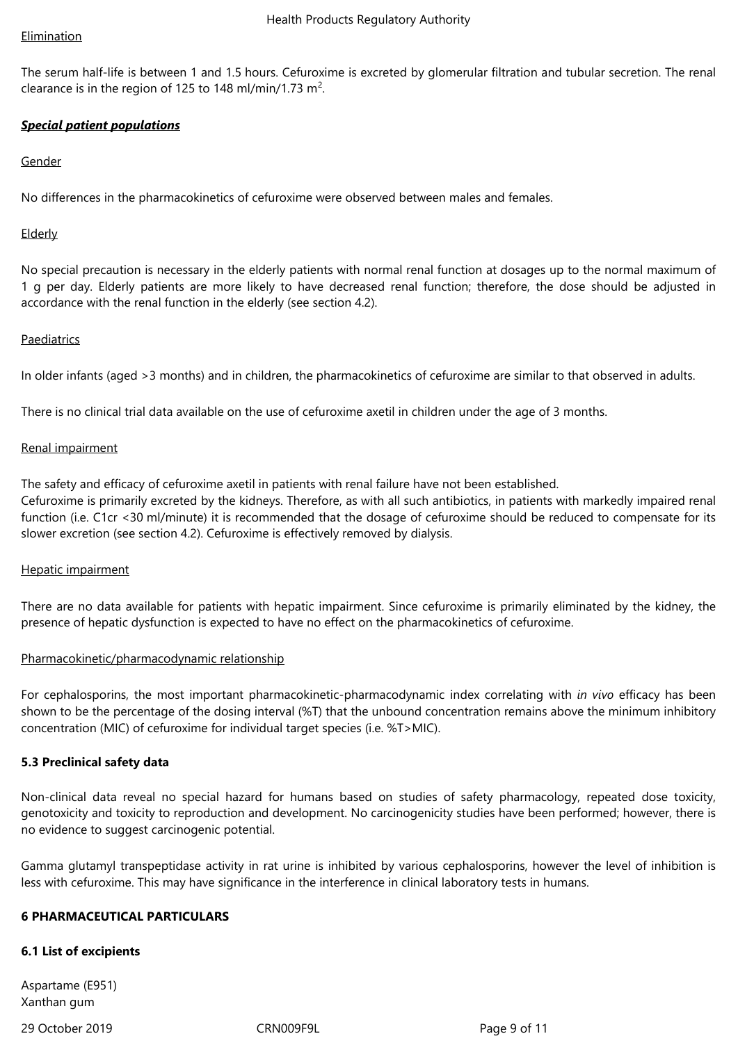Elimination

The serum half-life is between 1 and 1.5 hours. Cefuroxime is excreted by glomerular filtration and tubular secretion. The renal clearance is in the region of 125 to 148 ml/min/1.73 $m^2$.

***Special patient populations***

Gender

No differences in the pharmacokinetics of cefuroxime were observed between males and females.

Elderly

No special precaution is necessary in the elderly patients with normal renal function at dosages up to the normal maximum of 1 g per day. Elderly patients are more likely to have decreased renal function; therefore, the dose should be adjusted in accordance with the renal function in the elderly (see section 4.2).

Paediatrics

In older infants (aged >3 months) and in children, the pharmacokinetics of cefuroxime are similar to that observed in adults.

There is no clinical trial data available on the use of cefuroxime axetil in children under the age of 3 months.

Renal impairment

The safety and efficacy of cefuroxime axetil in patients with renal failure have not been established.
Cefuroxime is primarily excreted by the kidneys. Therefore, as with all such antibiotics, in patients with markedly impaired renal function (i.e. C1cr <30 ml/minute) it is recommended that the dosage of cefuroxime should be reduced to compensate for its slower excretion (see section 4.2). Cefuroxime is effectively removed by dialysis.

Hepatic impairment

There are no data available for patients with hepatic impairment. Since cefuroxime is primarily eliminated by the kidney, the presence of hepatic dysfunction is expected to have no effect on the pharmacokinetics of cefuroxime.

Pharmacokinetic/pharmacodynamic relationship

For cephalosporins, the most important pharmacokinetic-pharmacodynamic index correlating with *in vivo* efficacy has been shown to be the percentage of the dosing interval (%T) that the unbound concentration remains above the minimum inhibitory concentration (MIC) of cefuroxime for individual target species (i.e. %T>MIC).

**5.3 Preclinical safety data**

Non-clinical data reveal no special hazard for humans based on studies of safety pharmacology, repeated dose toxicity, genotoxicity and toxicity to reproduction and development. No carcinogenicity studies have been performed; however, there is no evidence to suggest carcinogenic potential.

Gamma glutamyl transpeptidase activity in rat urine is inhibited by various cephalosporins, however the level of inhibition is less with cefuroxime. This may have significance in the interference in clinical laboratory tests in humans.

**6 PHARMACEUTICAL PARTICULARS**

**6.1 List of excipients**

Aspartame (E951)
Xanthan gum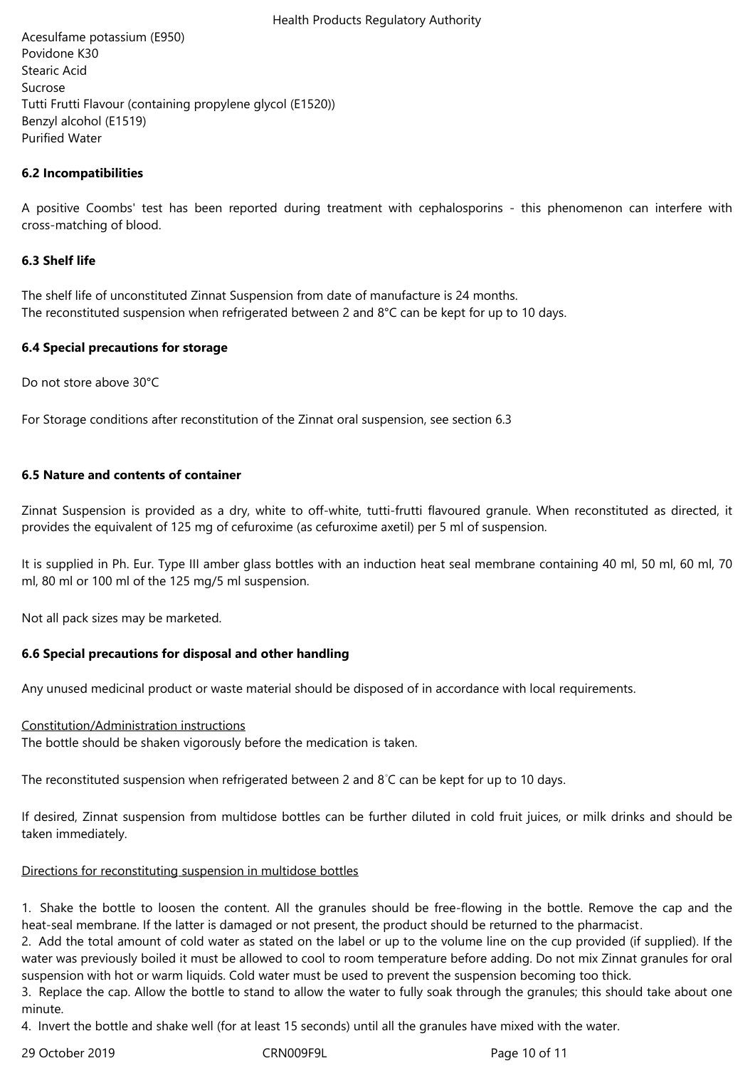Acesulfame potassium (E950)
Povidone K30
Stearic Acid
Sucrose
Tutti Frutti Flavour (containing propylene glycol (E1520))
Benzyl alcohol (E1519)
Purified Water

**6.2 Incompatibilities**

A positive Coombs' test has been reported during treatment with cephalosporins - this phenomenon can interfere with cross-matching of blood.

**6.3 Shelf life**

The shelf life of unconstituted Zinnat Suspension from date of manufacture is 24 months.
The reconstituted suspension when refrigerated between 2 and 8°C can be kept for up to 10 days.

**6.4 Special precautions for storage**

Do not store above 30°C

For Storage conditions after reconstitution of the Zinnat oral suspension, see section 6.3

**6.5 Nature and contents of container**

Zinnat Suspension is provided as a dry, white to off-white, tutti-frutti flavoured granule. When reconstituted as directed, it provides the equivalent of 125 mg of cefuroxime (as cefuroxime axetil) per 5 ml of suspension.

It is supplied in Ph. Eur. Type III amber glass bottles with an induction heat seal membrane containing 40 ml, 50 ml, 60 ml, 70 ml, 80 ml or 100 ml of the 125 mg/5 ml suspension.

Not all pack sizes may be marketed.

**6.6 Special precautions for disposal and other handling**

Any unused medicinal product or waste material should be disposed of in accordance with local requirements.

Constitution/Administration instructions
The bottle should be shaken vigorously before the medication is taken.

The reconstituted suspension when refrigerated between 2 and 8°C can be kept for up to 10 days.

If desired, Zinnat suspension from multidose bottles can be further diluted in cold fruit juices, or milk drinks and should be taken immediately.

Directions for reconstituting suspension in multidose bottles

1. Shake the bottle to loosen the content. All the granules should be free-flowing in the bottle. Remove the cap and the heat-seal membrane. If the latter is damaged or not present, the product should be returned to the pharmacist.
2. Add the total amount of cold water as stated on the label or up to the volume line on the cup provided (if supplied). If the water was previously boiled it must be allowed to cool to room temperature before adding. Do not mix Zinnat granules for oral suspension with hot or warm liquids. Cold water must be used to prevent the suspension becoming too thick.
3. Replace the cap. Allow the bottle to stand to allow the water to fully soak through the granules; this should take about one minute.
4. Invert the bottle and shake well (for at least 15 seconds) until all the granules have mixed with the water.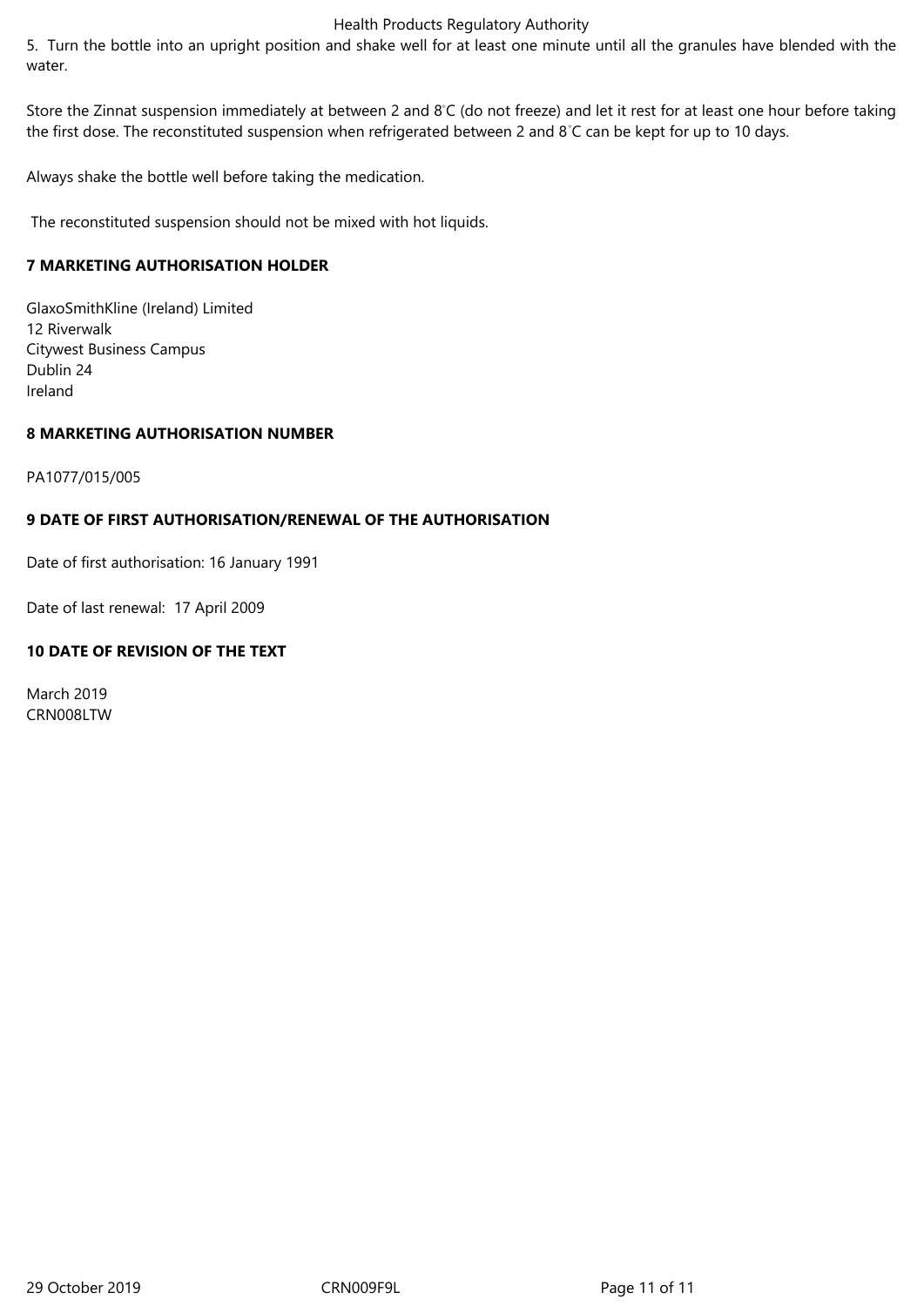5. Turn the bottle into an upright position and shake well for at least one minute until all the granules have blended with the water.

Store the Zinnat suspension immediately at between 2 and 8°C (do not freeze) and let it rest for at least one hour before taking the first dose. The reconstituted suspension when refrigerated between 2 and 8°C can be kept for up to 10 days.

Always shake the bottle well before taking the medication.

The reconstituted suspension should not be mixed with hot liquids.

## 7 MARKETING AUTHORISATION HOLDER

GlaxoSmithKline (Ireland) Limited
12 Riverwalk
Citywest Business Campus
Dublin 24
Ireland

## 8 MARKETING AUTHORISATION NUMBER

PA1077/015/005

## 9 DATE OF FIRST AUTHORISATION/RENEWAL OF THE AUTHORISATION

Date of first authorisation: 16 January 1991

Date of last renewal: 17 April 2009

## 10 DATE OF REVISION OF THE TEXT

March 2019
CRN008LTW